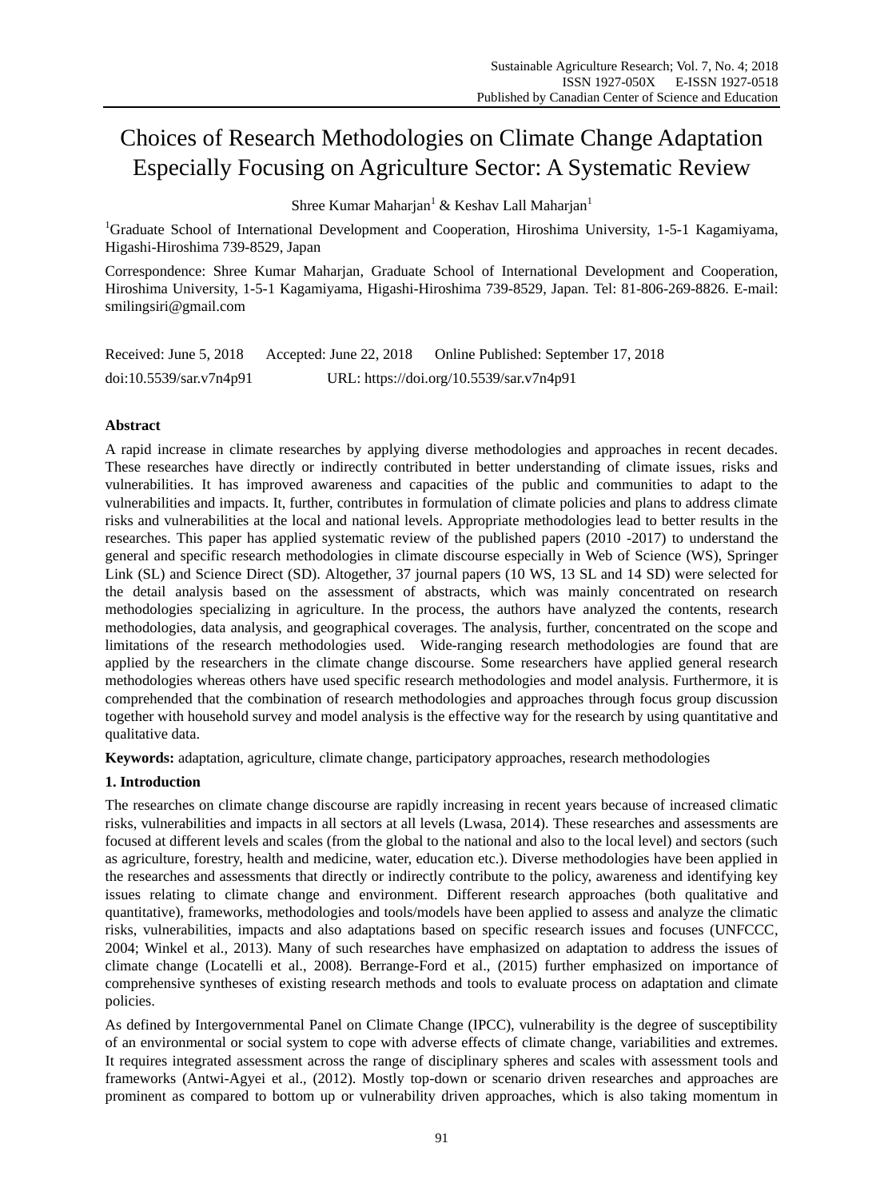# Choices of Research Methodologies on Climate Change Adaptation Especially Focusing on Agriculture Sector: A Systematic Review

Shree Kumar Maharjan[1] & Keshav Lall Maharjan[1]

[1]Graduate School of International Development and Cooperation, Hiroshima University, 1-5-1 Kagamiyama, Higashi-Hiroshima 739-8529, Japan

Correspondence: Shree Kumar Maharjan, Graduate School of International Development and Cooperation, Hiroshima University, 1-5-1 Kagamiyama, Higashi-Hiroshima 739-8529, Japan. Tel: 81-806-269-8826. E-mail: smilingsiri@gmail.com

Received: June 5, 2018 Accepted: June 22, 2018 Online Published: September 17, 2018

doi:10.5539/sar.v7n4p91 URL: https://doi.org/10.5539/sar.v7n4p91

## Abstract

A rapid increase in climate researches by applying diverse methodologies and approaches in recent decades. These researches have directly or indirectly contributed in better understanding of climate issues, risks and vulnerabilities. It has improved awareness and capacities of the public and communities to adapt to the vulnerabilities and impacts. It, further, contributes in formulation of climate policies and plans to address climate risks and vulnerabilities at the local and national levels. Appropriate methodologies lead to better results in the researches. This paper has applied systematic review of the published papers (2010 -2017) to understand the general and specific research methodologies in climate discourse especially in Web of Science (WS), Springer Link (SL) and Science Direct (SD). Altogether, 37 journal papers (10 WS, 13 SL and 14 SD) were selected for the detail analysis based on the assessment of abstracts, which was mainly concentrated on research methodologies specializing in agriculture. In the process, the authors have analyzed the contents, research methodologies, data analysis, and geographical coverages. The analysis, further, concentrated on the scope and limitations of the research methodologies used. Wide-ranging research methodologies are found that are applied by the researchers in the climate change discourse. Some researchers have applied general research methodologies whereas others have used specific research methodologies and model analysis. Furthermore, it is comprehended that the combination of research methodologies and approaches through focus group discussion together with household survey and model analysis is the effective way for the research by using quantitative and qualitative data.

**Keywords:** adaptation, agriculture, climate change, participatory approaches, research methodologies

## 1. Introduction

The researches on climate change discourse are rapidly increasing in recent years because of increased climatic risks, vulnerabilities and impacts in all sectors at all levels (Lwasa, 2014). These researches and assessments are focused at different levels and scales (from the global to the national and also to the local level) and sectors (such as agriculture, forestry, health and medicine, water, education etc.). Diverse methodologies have been applied in the researches and assessments that directly or indirectly contribute to the policy, awareness and identifying key issues relating to climate change and environment. Different research approaches (both qualitative and quantitative), frameworks, methodologies and tools/models have been applied to assess and analyze the climatic risks, vulnerabilities, impacts and also adaptations based on specific research issues and focuses (UNFCCC, 2004; Winkel et al., 2013). Many of such researches have emphasized on adaptation to address the issues of climate change (Locatelli et al., 2008). Berrange-Ford et al., (2015) further emphasized on importance of comprehensive syntheses of existing research methods and tools to evaluate process on adaptation and climate policies.

As defined by Intergovernmental Panel on Climate Change (IPCC), vulnerability is the degree of susceptibility of an environmental or social system to cope with adverse effects of climate change, variabilities and extremes. It requires integrated assessment across the range of disciplinary spheres and scales with assessment tools and frameworks (Antwi-Agyei et al., (2012). Mostly top-down or scenario driven researches and approaches are prominent as compared to bottom up or vulnerability driven approaches, which is also taking momentum in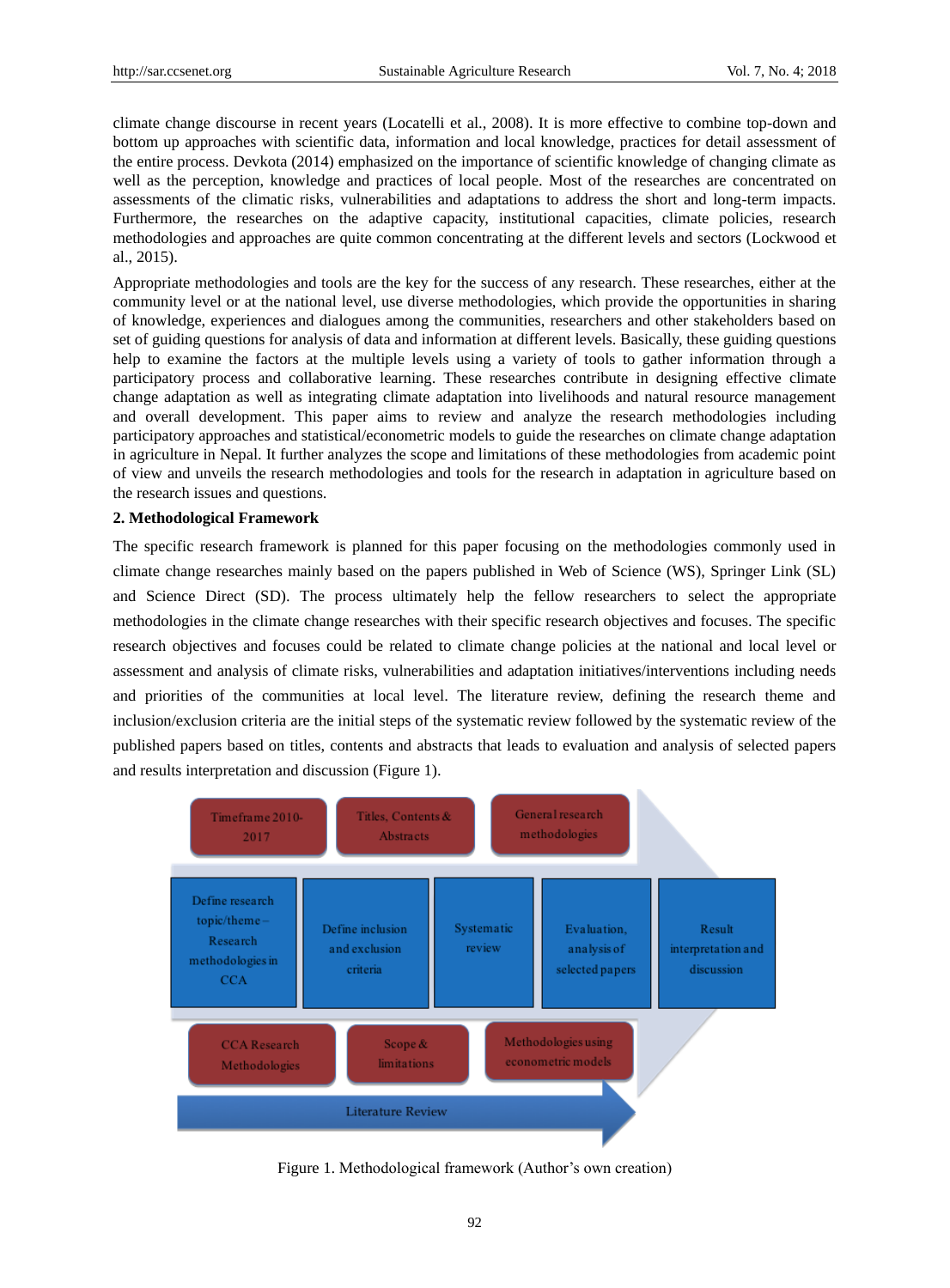climate change discourse in recent years (Locatelli et al., 2008). It is more effective to combine top-down and bottom up approaches with scientific data, information and local knowledge, practices for detail assessment of the entire process. Devkota (2014) emphasized on the importance of scientific knowledge of changing climate as well as the perception, knowledge and practices of local people. Most of the researches are concentrated on assessments of the climatic risks, vulnerabilities and adaptations to address the short and long-term impacts. Furthermore, the researches on the adaptive capacity, institutional capacities, climate policies, research methodologies and approaches are quite common concentrating at the different levels and sectors (Lockwood et al., 2015).

Appropriate methodologies and tools are the key for the success of any research. These researches, either at the community level or at the national level, use diverse methodologies, which provide the opportunities in sharing of knowledge, experiences and dialogues among the communities, researchers and other stakeholders based on set of guiding questions for analysis of data and information at different levels. Basically, these guiding questions help to examine the factors at the multiple levels using a variety of tools to gather information through a participatory process and collaborative learning. These researches contribute in designing effective climate change adaptation as well as integrating climate adaptation into livelihoods and natural resource management and overall development. This paper aims to review and analyze the research methodologies including participatory approaches and statistical/econometric models to guide the researches on climate change adaptation in agriculture in Nepal. It further analyzes the scope and limitations of these methodologies from academic point of view and unveils the research methodologies and tools for the research in adaptation in agriculture based on the research issues and questions.

## 2. Methodological Framework

The specific research framework is planned for this paper focusing on the methodologies commonly used in climate change researches mainly based on the papers published in Web of Science (WS), Springer Link (SL) and Science Direct (SD). The process ultimately help the fellow researchers to select the appropriate methodologies in the climate change researches with their specific research objectives and focuses. The specific research objectives and focuses could be related to climate change policies at the national and local level or assessment and analysis of climate risks, vulnerabilities and adaptation initiatives/interventions including needs and priorities of the communities at local level. The literature review, defining the research theme and inclusion/exclusion criteria are the initial steps of the systematic review followed by the systematic review of the published papers based on titles, contents and abstracts that leads to evaluation and analysis of selected papers and results interpretation and discussion (Figure 1).

Figure 1. Methodological framework (Author's own creation)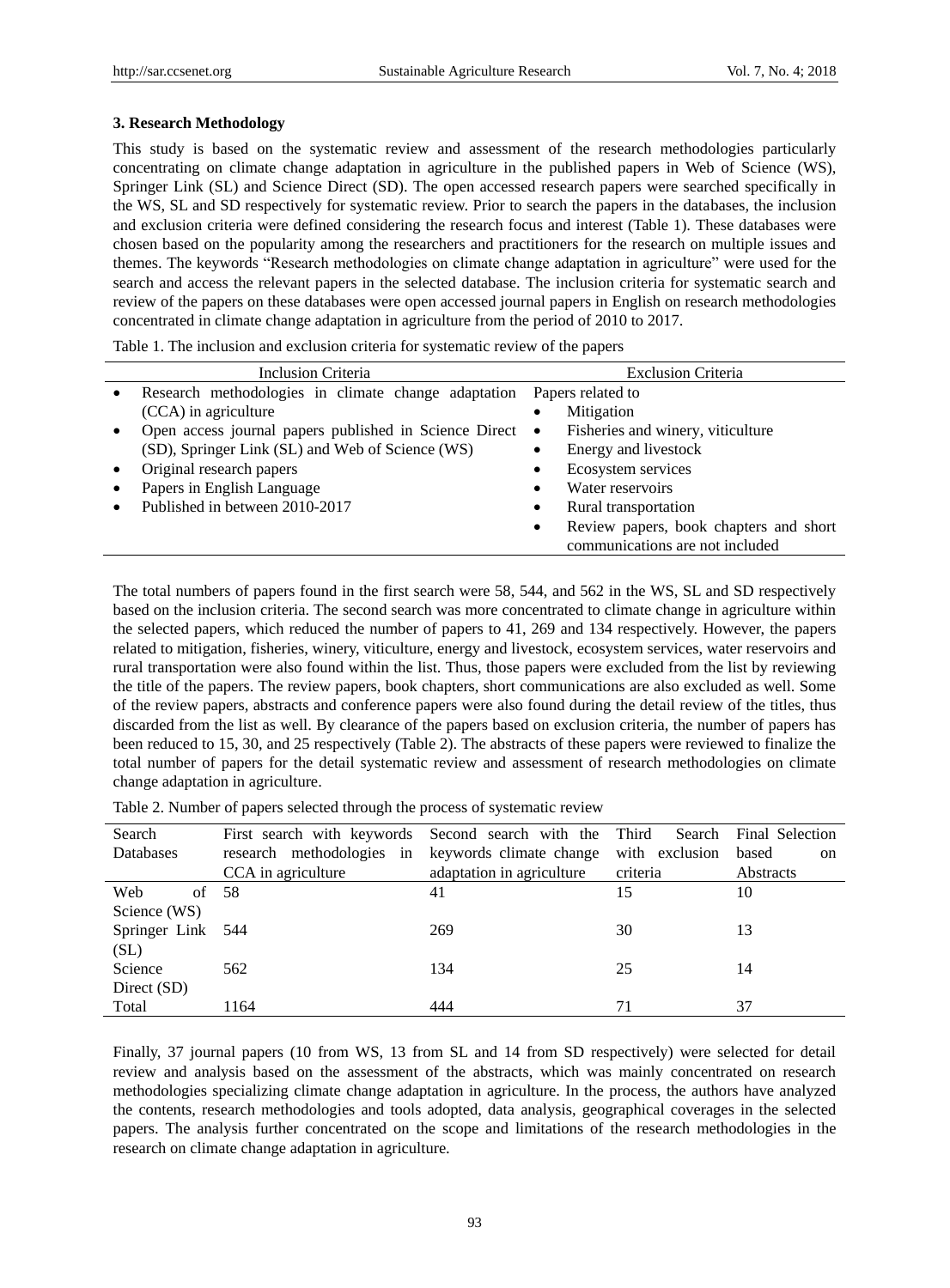### 3. Research Methodology

This study is based on the systematic review and assessment of the research methodologies particularly concentrating on climate change adaptation in agriculture in the published papers in Web of Science (WS), Springer Link (SL) and Science Direct (SD). The open accessed research papers were searched specifically in the WS, SL and SD respectively for systematic review. Prior to search the papers in the databases, the inclusion and exclusion criteria were defined considering the research focus and interest (Table 1). These databases were chosen based on the popularity among the researchers and practitioners for the research on multiple issues and themes. The keywords "Research methodologies on climate change adaptation in agriculture" were used for the search and access the relevant papers in the selected database. The inclusion criteria for systematic search and review of the papers on these databases were open accessed journal papers in English on research methodologies concentrated in climate change adaptation in agriculture from the period of 2010 to 2017.

Table 1. The inclusion and exclusion criteria for systematic review of the papers

| Inclusion Criteria | Exclusion Criteria |
|---|---|
| • Research methodologies in climate change adaptation (CCA) in agriculture<br>• Open access journal papers published in Science Direct (SD), Springer Link (SL) and Web of Science (WS)<br>• Original research papers<br>• Papers in English Language<br>• Published in between 2010-2017 | Papers related to<br>• Mitigation<br>• Fisheries and winery, viticulture<br>• Energy and livestock<br>• Ecosystem services<br>• Water reservoirs<br>• Rural transportation<br>• Review papers, book chapters and short communications are not included |

The total numbers of papers found in the first search were 58, 544, and 562 in the WS, SL and SD respectively based on the inclusion criteria. The second search was more concentrated to climate change in agriculture within the selected papers, which reduced the number of papers to 41, 269 and 134 respectively. However, the papers related to mitigation, fisheries, winery, viticulture, energy and livestock, ecosystem services, water reservoirs and rural transportation were also found within the list. Thus, those papers were excluded from the list by reviewing the title of the papers. The review papers, book chapters, short communications are also excluded as well. Some of the review papers, abstracts and conference papers were also found during the detail review of the titles, thus discarded from the list as well. By clearance of the papers based on exclusion criteria, the number of papers has been reduced to 15, 30, and 25 respectively (Table 2). The abstracts of these papers were reviewed to finalize the total number of papers for the detail systematic review and assessment of research methodologies on climate change adaptation in agriculture.

Table 2. Number of papers selected through the process of systematic review

| Search Databases | First search with keywords research methodologies in CCA in agriculture | Second search with the keywords climate change adaptation in agriculture | Third Search with exclusion criteria | Final Selection based on Abstracts |
|---|---|---|---|---|
| Web of Science (WS) | 58 | 41 | 15 | 10 |
| Springer Link (SL) | 544 | 269 | 30 | 13 |
| Science Direct (SD) | 562 | 134 | 25 | 14 |
| Total | 1164 | 444 | 71 | 37 |

Finally, 37 journal papers (10 from WS, 13 from SL and 14 from SD respectively) were selected for detail review and analysis based on the assessment of the abstracts, which was mainly concentrated on research methodologies specializing climate change adaptation in agriculture. In the process, the authors have analyzed the contents, research methodologies and tools adopted, data analysis, geographical coverages in the selected papers. The analysis further concentrated on the scope and limitations of the research methodologies in the research on climate change adaptation in agriculture.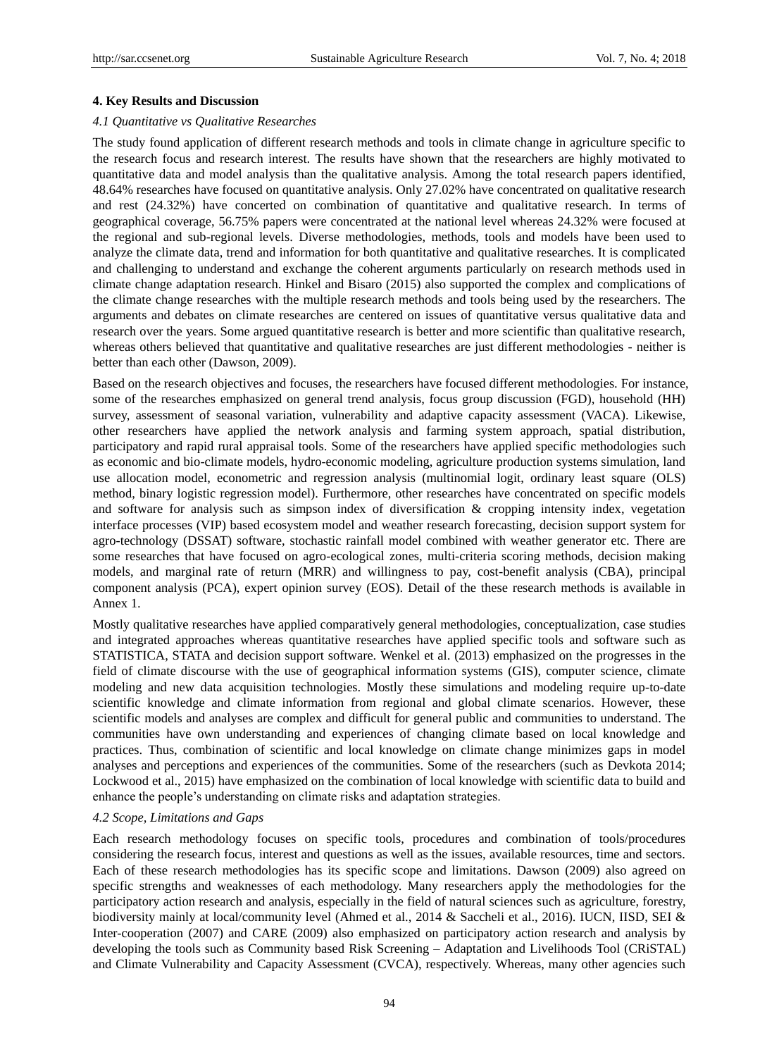## 4. Key Results and Discussion

### *4.1 Quantitative vs Qualitative Researches*

The study found application of different research methods and tools in climate change in agriculture specific to the research focus and research interest. The results have shown that the researchers are highly motivated to quantitative data and model analysis than the qualitative analysis. Among the total research papers identified, 48.64% researches have focused on quantitative analysis. Only 27.02% have concentrated on qualitative research and rest (24.32%) have concerted on combination of quantitative and qualitative research. In terms of geographical coverage, 56.75% papers were concentrated at the national level whereas 24.32% were focused at the regional and sub-regional levels. Diverse methodologies, methods, tools and models have been used to analyze the climate data, trend and information for both quantitative and qualitative researches. It is complicated and challenging to understand and exchange the coherent arguments particularly on research methods used in climate change adaptation research. Hinkel and Bisaro (2015) also supported the complex and complications of the climate change researches with the multiple research methods and tools being used by the researchers. The arguments and debates on climate researches are centered on issues of quantitative versus qualitative data and research over the years. Some argued quantitative research is better and more scientific than qualitative research, whereas others believed that quantitative and qualitative researches are just different methodologies - neither is better than each other (Dawson, 2009).

Based on the research objectives and focuses, the researchers have focused different methodologies. For instance, some of the researches emphasized on general trend analysis, focus group discussion (FGD), household (HH) survey, assessment of seasonal variation, vulnerability and adaptive capacity assessment (VACA). Likewise, other researchers have applied the network analysis and farming system approach, spatial distribution, participatory and rapid rural appraisal tools. Some of the researchers have applied specific methodologies such as economic and bio-climate models, hydro-economic modeling, agriculture production systems simulation, land use allocation model, econometric and regression analysis (multinomial logit, ordinary least square (OLS) method, binary logistic regression model). Furthermore, other researches have concentrated on specific models and software for analysis such as simpson index of diversification & cropping intensity index, vegetation interface processes (VIP) based ecosystem model and weather research forecasting, decision support system for agro-technology (DSSAT) software, stochastic rainfall model combined with weather generator etc. There are some researches that have focused on agro-ecological zones, multi-criteria scoring methods, decision making models, and marginal rate of return (MRR) and willingness to pay, cost-benefit analysis (CBA), principal component analysis (PCA), expert opinion survey (EOS). Detail of the these research methods is available in Annex 1.

Mostly qualitative researches have applied comparatively general methodologies, conceptualization, case studies and integrated approaches whereas quantitative researches have applied specific tools and software such as STATISTICA, STATA and decision support software. Wenkel et al. (2013) emphasized on the progresses in the field of climate discourse with the use of geographical information systems (GIS), computer science, climate modeling and new data acquisition technologies. Mostly these simulations and modeling require up-to-date scientific knowledge and climate information from regional and global climate scenarios. However, these scientific models and analyses are complex and difficult for general public and communities to understand. The communities have own understanding and experiences of changing climate based on local knowledge and practices. Thus, combination of scientific and local knowledge on climate change minimizes gaps in model analyses and perceptions and experiences of the communities. Some of the researchers (such as Devkota 2014; Lockwood et al., 2015) have emphasized on the combination of local knowledge with scientific data to build and enhance the people's understanding on climate risks and adaptation strategies.

### *4.2 Scope, Limitations and Gaps*

Each research methodology focuses on specific tools, procedures and combination of tools/procedures considering the research focus, interest and questions as well as the issues, available resources, time and sectors. Each of these research methodologies has its specific scope and limitations. Dawson (2009) also agreed on specific strengths and weaknesses of each methodology. Many researchers apply the methodologies for the participatory action research and analysis, especially in the field of natural sciences such as agriculture, forestry, biodiversity mainly at local/community level (Ahmed et al., 2014 & Saccheli et al., 2016). IUCN, IISD, SEI & Inter-cooperation (2007) and CARE (2009) also emphasized on participatory action research and analysis by developing the tools such as Community based Risk Screening – Adaptation and Livelihoods Tool (CRiSTAL) and Climate Vulnerability and Capacity Assessment (CVCA), respectively. Whereas, many other agencies such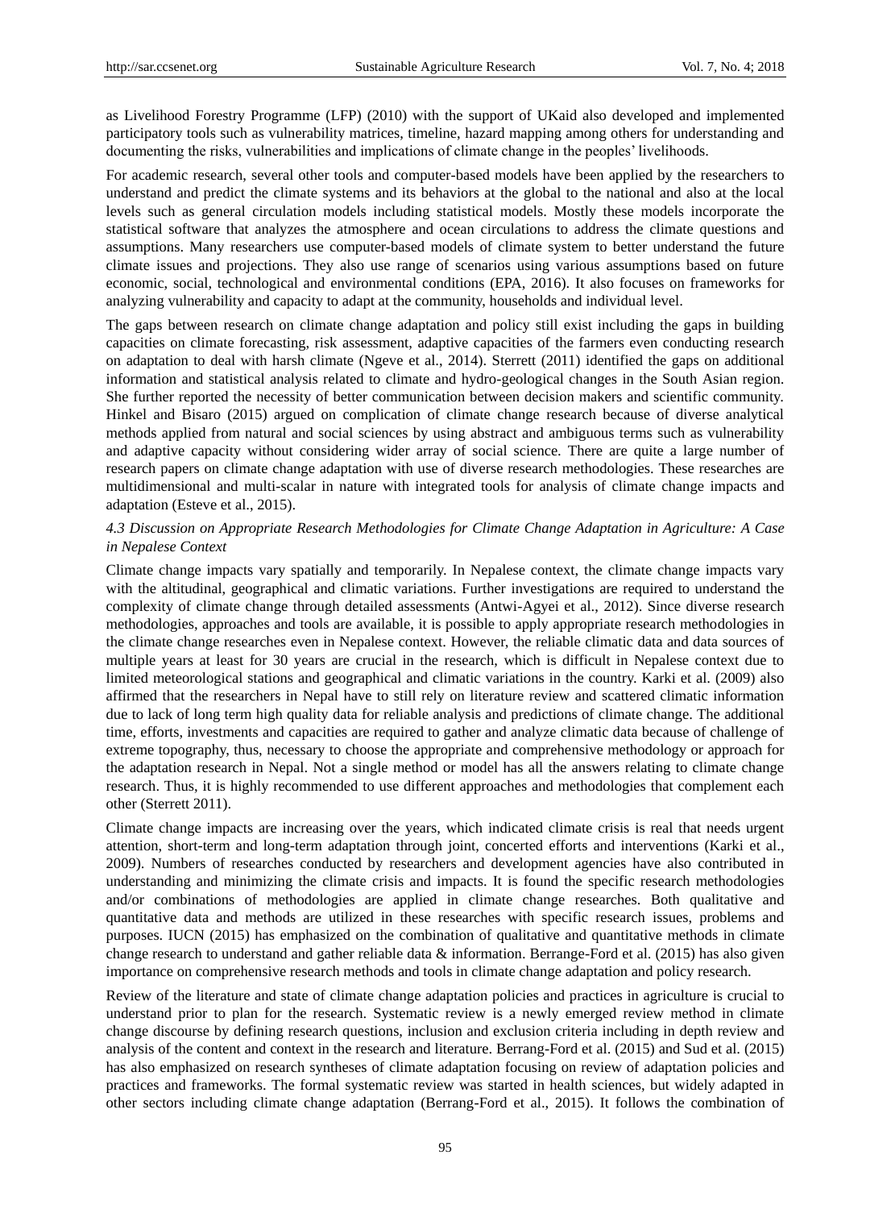as Livelihood Forestry Programme (LFP) (2010) with the support of UKaid also developed and implemented participatory tools such as vulnerability matrices, timeline, hazard mapping among others for understanding and documenting the risks, vulnerabilities and implications of climate change in the peoples' livelihoods.

For academic research, several other tools and computer-based models have been applied by the researchers to understand and predict the climate systems and its behaviors at the global to the national and also at the local levels such as general circulation models including statistical models. Mostly these models incorporate the statistical software that analyzes the atmosphere and ocean circulations to address the climate questions and assumptions. Many researchers use computer-based models of climate system to better understand the future climate issues and projections. They also use range of scenarios using various assumptions based on future economic, social, technological and environmental conditions (EPA, 2016). It also focuses on frameworks for analyzing vulnerability and capacity to adapt at the community, households and individual level.

The gaps between research on climate change adaptation and policy still exist including the gaps in building capacities on climate forecasting, risk assessment, adaptive capacities of the farmers even conducting research on adaptation to deal with harsh climate (Ngeve et al., 2014). Sterrett (2011) identified the gaps on additional information and statistical analysis related to climate and hydro-geological changes in the South Asian region. She further reported the necessity of better communication between decision makers and scientific community. Hinkel and Bisaro (2015) argued on complication of climate change research because of diverse analytical methods applied from natural and social sciences by using abstract and ambiguous terms such as vulnerability and adaptive capacity without considering wider array of social science. There are quite a large number of research papers on climate change adaptation with use of diverse research methodologies. These researches are multidimensional and multi-scalar in nature with integrated tools for analysis of climate change impacts and adaptation (Esteve et al., 2015).

### *4.3 Discussion on Appropriate Research Methodologies for Climate Change Adaptation in Agriculture: A Case in Nepalese Context*

Climate change impacts vary spatially and temporarily. In Nepalese context, the climate change impacts vary with the altitudinal, geographical and climatic variations. Further investigations are required to understand the complexity of climate change through detailed assessments (Antwi-Agyei et al., 2012). Since diverse research methodologies, approaches and tools are available, it is possible to apply appropriate research methodologies in the climate change researches even in Nepalese context. However, the reliable climatic data and data sources of multiple years at least for 30 years are crucial in the research, which is difficult in Nepalese context due to limited meteorological stations and geographical and climatic variations in the country. Karki et al. (2009) also affirmed that the researchers in Nepal have to still rely on literature review and scattered climatic information due to lack of long term high quality data for reliable analysis and predictions of climate change. The additional time, efforts, investments and capacities are required to gather and analyze climatic data because of challenge of extreme topography, thus, necessary to choose the appropriate and comprehensive methodology or approach for the adaptation research in Nepal. Not a single method or model has all the answers relating to climate change research. Thus, it is highly recommended to use different approaches and methodologies that complement each other (Sterrett 2011).

Climate change impacts are increasing over the years, which indicated climate crisis is real that needs urgent attention, short-term and long-term adaptation through joint, concerted efforts and interventions (Karki et al., 2009). Numbers of researches conducted by researchers and development agencies have also contributed in understanding and minimizing the climate crisis and impacts. It is found the specific research methodologies and/or combinations of methodologies are applied in climate change researches. Both qualitative and quantitative data and methods are utilized in these researches with specific research issues, problems and purposes. IUCN (2015) has emphasized on the combination of qualitative and quantitative methods in climate change research to understand and gather reliable data & information. Berrange-Ford et al. (2015) has also given importance on comprehensive research methods and tools in climate change adaptation and policy research.

Review of the literature and state of climate change adaptation policies and practices in agriculture is crucial to understand prior to plan for the research. Systematic review is a newly emerged review method in climate change discourse by defining research questions, inclusion and exclusion criteria including in depth review and analysis of the content and context in the research and literature. Berrang-Ford et al. (2015) and Sud et al. (2015) has also emphasized on research syntheses of climate adaptation focusing on review of adaptation policies and practices and frameworks. The formal systematic review was started in health sciences, but widely adapted in other sectors including climate change adaptation (Berrang-Ford et al., 2015). It follows the combination of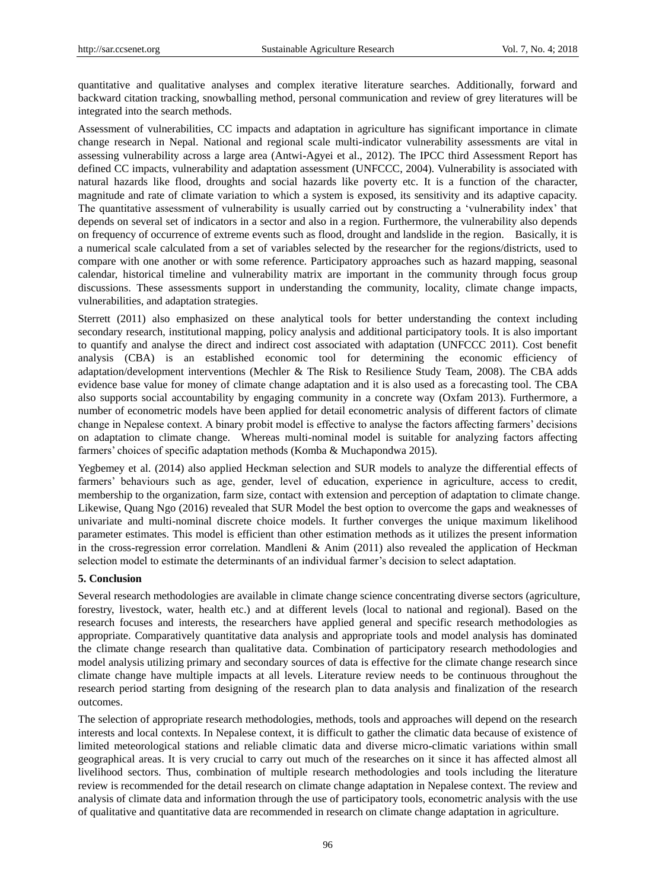quantitative and qualitative analyses and complex iterative literature searches. Additionally, forward and backward citation tracking, snowballing method, personal communication and review of grey literatures will be integrated into the search methods.

Assessment of vulnerabilities, CC impacts and adaptation in agriculture has significant importance in climate change research in Nepal. National and regional scale multi-indicator vulnerability assessments are vital in assessing vulnerability across a large area (Antwi-Agyei et al., 2012). The IPCC third Assessment Report has defined CC impacts, vulnerability and adaptation assessment (UNFCCC, 2004). Vulnerability is associated with natural hazards like flood, droughts and social hazards like poverty etc. It is a function of the character, magnitude and rate of climate variation to which a system is exposed, its sensitivity and its adaptive capacity. The quantitative assessment of vulnerability is usually carried out by constructing a 'vulnerability index' that depends on several set of indicators in a sector and also in a region. Furthermore, the vulnerability also depends on frequency of occurrence of extreme events such as flood, drought and landslide in the region. Basically, it is a numerical scale calculated from a set of variables selected by the researcher for the regions/districts, used to compare with one another or with some reference. Participatory approaches such as hazard mapping, seasonal calendar, historical timeline and vulnerability matrix are important in the community through focus group discussions. These assessments support in understanding the community, locality, climate change impacts, vulnerabilities, and adaptation strategies.

Sterrett (2011) also emphasized on these analytical tools for better understanding the context including secondary research, institutional mapping, policy analysis and additional participatory tools. It is also important to quantify and analyse the direct and indirect cost associated with adaptation (UNFCCC 2011). Cost benefit analysis (CBA) is an established economic tool for determining the economic efficiency of adaptation/development interventions (Mechler & The Risk to Resilience Study Team, 2008). The CBA adds evidence base value for money of climate change adaptation and it is also used as a forecasting tool. The CBA also supports social accountability by engaging community in a concrete way (Oxfam 2013). Furthermore, a number of econometric models have been applied for detail econometric analysis of different factors of climate change in Nepalese context. A binary probit model is effective to analyse the factors affecting farmers' decisions on adaptation to climate change. Whereas multi-nominal model is suitable for analyzing factors affecting farmers' choices of specific adaptation methods (Komba & Muchapondwa 2015).

Yegbemey et al. (2014) also applied Heckman selection and SUR models to analyze the differential effects of farmers' behaviours such as age, gender, level of education, experience in agriculture, access to credit, membership to the organization, farm size, contact with extension and perception of adaptation to climate change. Likewise, Quang Ngo (2016) revealed that SUR Model the best option to overcome the gaps and weaknesses of univariate and multi-nominal discrete choice models. It further converges the unique maximum likelihood parameter estimates. This model is efficient than other estimation methods as it utilizes the present information in the cross-regression error correlation. Mandleni & Anim (2011) also revealed the application of Heckman selection model to estimate the determinants of an individual farmer's decision to select adaptation.

## 5. Conclusion

Several research methodologies are available in climate change science concentrating diverse sectors (agriculture, forestry, livestock, water, health etc.) and at different levels (local to national and regional). Based on the research focuses and interests, the researchers have applied general and specific research methodologies as appropriate. Comparatively quantitative data analysis and appropriate tools and model analysis has dominated the climate change research than qualitative data. Combination of participatory research methodologies and model analysis utilizing primary and secondary sources of data is effective for the climate change research since climate change have multiple impacts at all levels. Literature review needs to be continuous throughout the research period starting from designing of the research plan to data analysis and finalization of the research outcomes.

The selection of appropriate research methodologies, methods, tools and approaches will depend on the research interests and local contexts. In Nepalese context, it is difficult to gather the climatic data because of existence of limited meteorological stations and reliable climatic data and diverse micro-climatic variations within small geographical areas. It is very crucial to carry out much of the researches on it since it has affected almost all livelihood sectors. Thus, combination of multiple research methodologies and tools including the literature review is recommended for the detail research on climate change adaptation in Nepalese context. The review and analysis of climate data and information through the use of participatory tools, econometric analysis with the use of qualitative and quantitative data are recommended in research on climate change adaptation in agriculture.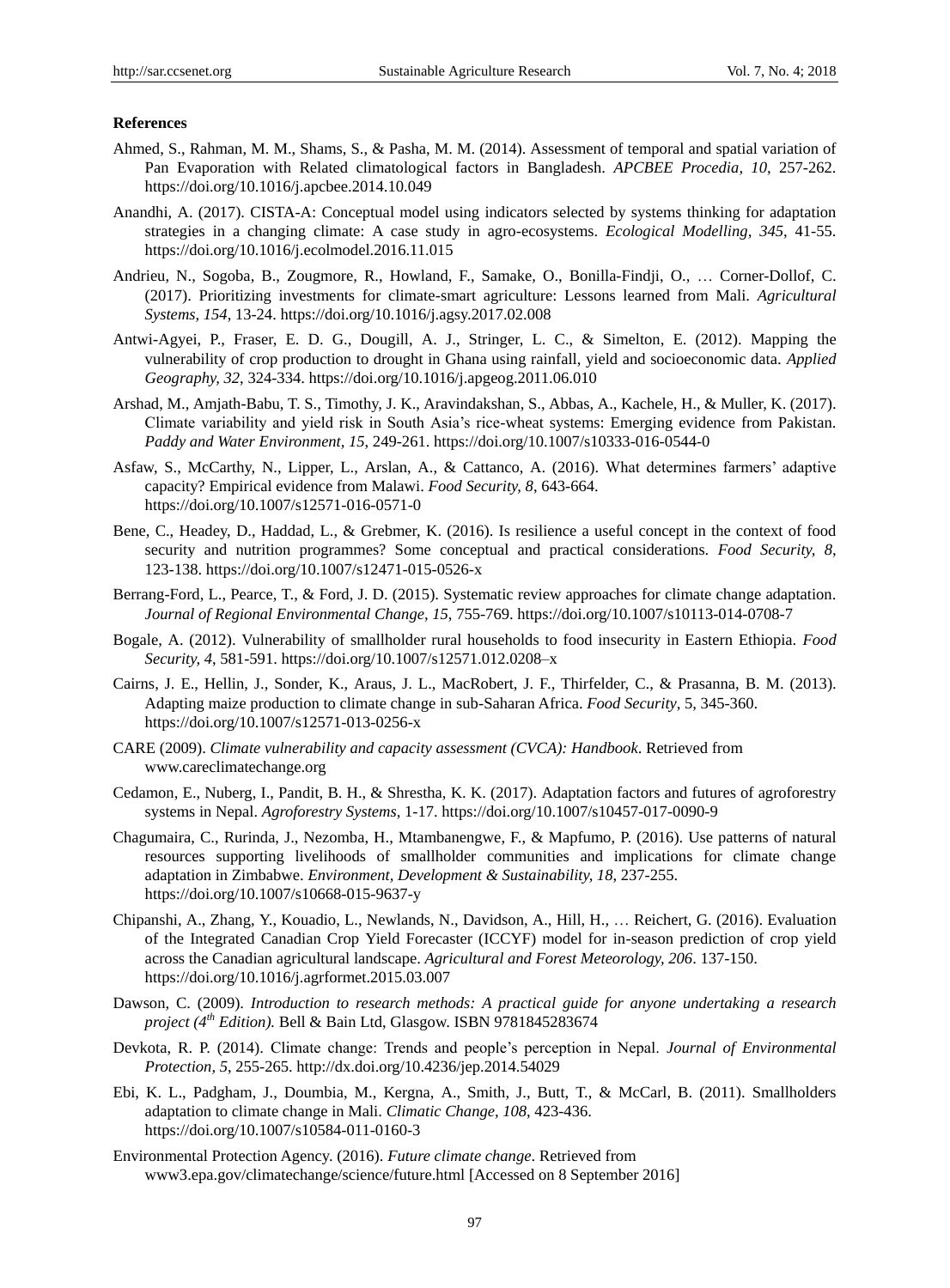**References**

Ahmed, S., Rahman, M. M., Shams, S., & Pasha, M. M. (2014). Assessment of temporal and spatial variation of Pan Evaporation with Related climatological factors in Bangladesh. *APCBEE Procedia, 10*, 257-262. https://doi.org/10.1016/j.apcbee.2014.10.049

Anandhi, A. (2017). CISTA-A: Conceptual model using indicators selected by systems thinking for adaptation strategies in a changing climate: A case study in agro-ecosystems. *Ecological Modelling, 345*, 41-55. https://doi.org/10.1016/j.ecolmodel.2016.11.015

Andrieu, N., Sogoba, B., Zougmore, R., Howland, F., Samake, O., Bonilla-Findji, O., … Corner-Dollof, C. (2017). Prioritizing investments for climate-smart agriculture: Lessons learned from Mali. *Agricultural Systems, 154*, 13-24. https://doi.org/10.1016/j.agsy.2017.02.008

Antwi-Agyei, P., Fraser, E. D. G., Dougill, A. J., Stringer, L. C., & Simelton, E. (2012). Mapping the vulnerability of crop production to drought in Ghana using rainfall, yield and socioeconomic data. *Applied Geography, 32*, 324-334. https://doi.org/10.1016/j.apgeog.2011.06.010

Arshad, M., Amjath-Babu, T. S., Timothy, J. K., Aravindakshan, S., Abbas, A., Kachele, H., & Muller, K. (2017). Climate variability and yield risk in South Asia's rice-wheat systems: Emerging evidence from Pakistan. *Paddy and Water Environment, 15*, 249-261. https://doi.org/10.1007/s10333-016-0544-0

Asfaw, S., McCarthy, N., Lipper, L., Arslan, A., & Cattanco, A. (2016). What determines farmers' adaptive capacity? Empirical evidence from Malawi. *Food Security, 8*, 643-664. https://doi.org/10.1007/s12571-016-0571-0

Bene, C., Headey, D., Haddad, L., & Grebmer, K. (2016). Is resilience a useful concept in the context of food security and nutrition programmes? Some conceptual and practical considerations. *Food Security, 8*, 123-138. https://doi.org/10.1007/s12471-015-0526-x

Berrang-Ford, L., Pearce, T., & Ford, J. D. (2015). Systematic review approaches for climate change adaptation. *Journal of Regional Environmental Change, 15*, 755-769. https://doi.org/10.1007/s10113-014-0708-7

Bogale, A. (2012). Vulnerability of smallholder rural households to food insecurity in Eastern Ethiopia. *Food Security, 4*, 581-591. https://doi.org/10.1007/s12571.012.0208–x

Cairns, J. E., Hellin, J., Sonder, K., Araus, J. L., MacRobert, J. F., Thirfelder, C., & Prasanna, B. M. (2013). Adapting maize production to climate change in sub-Saharan Africa. *Food Security*, 5, 345-360. https://doi.org/10.1007/s12571-013-0256-x

CARE (2009). *Climate vulnerability and capacity assessment (CVCA): Handbook*. Retrieved from www.careclimatechange.org

Cedamon, E., Nuberg, I., Pandit, B. H., & Shrestha, K. K. (2017). Adaptation factors and futures of agroforestry systems in Nepal. *Agroforestry Systems*, 1-17. https://doi.org/10.1007/s10457-017-0090-9

Chagumaira, C., Rurinda, J., Nezomba, H., Mtambanengwe, F., & Mapfumo, P. (2016). Use patterns of natural resources supporting livelihoods of smallholder communities and implications for climate change adaptation in Zimbabwe. *Environment, Development & Sustainability, 18*, 237-255. https://doi.org/10.1007/s10668-015-9637-y

Chipanshi, A., Zhang, Y., Kouadio, L., Newlands, N., Davidson, A., Hill, H., … Reichert, G. (2016). Evaluation of the Integrated Canadian Crop Yield Forecaster (ICCYF) model for in-season prediction of crop yield across the Canadian agricultural landscape. *Agricultural and Forest Meteorology, 206*. 137-150. https://doi.org/10.1016/j.agrformet.2015.03.007

Dawson, C. (2009). *Introduction to research methods: A practical guide for anyone undertaking a research project (4th Edition).* Bell & Bain Ltd, Glasgow. ISBN 9781845283674

Devkota, R. P. (2014). Climate change: Trends and people's perception in Nepal. *Journal of Environmental Protection, 5*, 255-265. http://dx.doi.org/10.4236/jep.2014.54029

Ebi, K. L., Padgham, J., Doumbia, M., Kergna, A., Smith, J., Butt, T., & McCarl, B. (2011). Smallholders adaptation to climate change in Mali. *Climatic Change, 108*, 423-436. https://doi.org/10.1007/s10584-011-0160-3

Environmental Protection Agency. (2016). *Future climate change*. Retrieved from www3.epa.gov/climatechange/science/future.html [Accessed on 8 September 2016]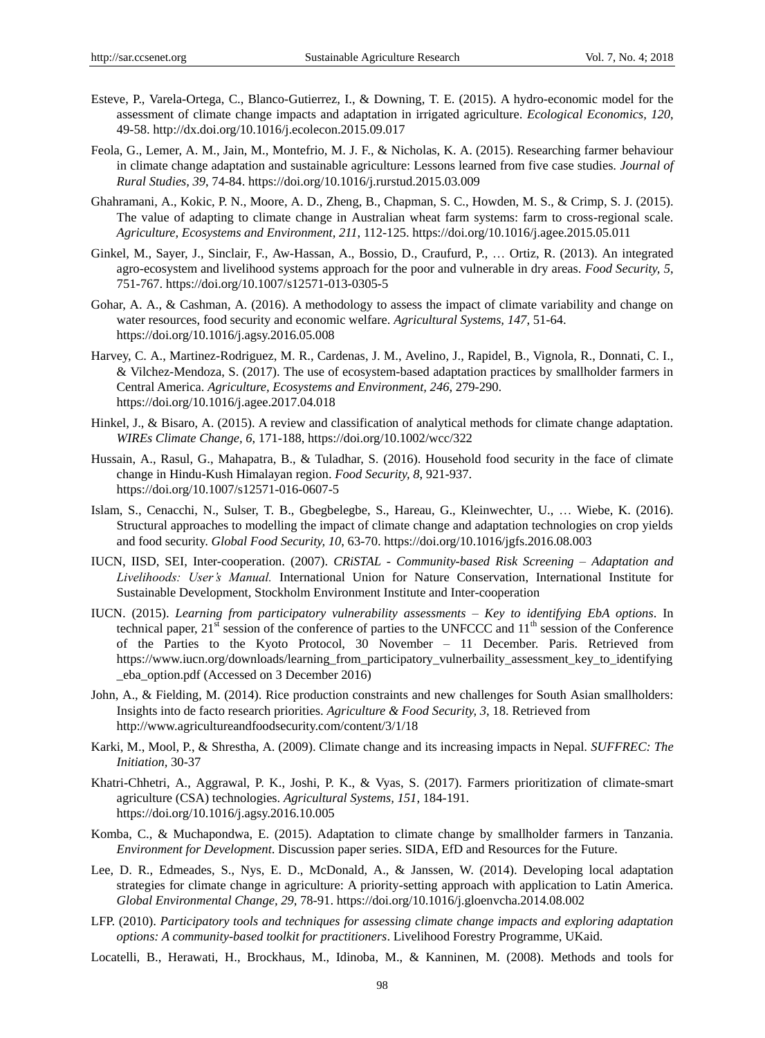Esteve, P., Varela-Ortega, C., Blanco-Gutierrez, I., & Downing, T. E. (2015). A hydro-economic model for the assessment of climate change impacts and adaptation in irrigated agriculture. *Ecological Economics, 120*, 49-58. http://dx.doi.org/10.1016/j.ecolecon.2015.09.017

Feola, G., Lemer, A. M., Jain, M., Montefrio, M. J. F., & Nicholas, K. A. (2015). Researching farmer behaviour in climate change adaptation and sustainable agriculture: Lessons learned from five case studies. *Journal of Rural Studies, 39*, 74-84. https://doi.org/10.1016/j.rurstud.2015.03.009

Ghahramani, A., Kokic, P. N., Moore, A. D., Zheng, B., Chapman, S. C., Howden, M. S., & Crimp, S. J. (2015). The value of adapting to climate change in Australian wheat farm systems: farm to cross-regional scale. *Agriculture, Ecosystems and Environment, 211*, 112-125. https://doi.org/10.1016/j.agee.2015.05.011

Ginkel, M., Sayer, J., Sinclair, F., Aw-Hassan, A., Bossio, D., Craufurd, P., … Ortiz, R. (2013). An integrated agro-ecosystem and livelihood systems approach for the poor and vulnerable in dry areas. *Food Security, 5*, 751-767. https://doi.org/10.1007/s12571-013-0305-5

Gohar, A. A., & Cashman, A. (2016). A methodology to assess the impact of climate variability and change on water resources, food security and economic welfare. *Agricultural Systems, 147*, 51-64. https://doi.org/10.1016/j.agsy.2016.05.008

Harvey, C. A., Martinez-Rodriguez, M. R., Cardenas, J. M., Avelino, J., Rapidel, B., Vignola, R., Donnati, C. I., & Vilchez-Mendoza, S. (2017). The use of ecosystem-based adaptation practices by smallholder farmers in Central America. *Agriculture, Ecosystems and Environment, 246*, 279-290. https://doi.org/10.1016/j.agee.2017.04.018

Hinkel, J., & Bisaro, A. (2015). A review and classification of analytical methods for climate change adaptation. *WIREs Climate Change, 6*, 171-188, https://doi.org/10.1002/wcc/322

Hussain, A., Rasul, G., Mahapatra, B., & Tuladhar, S. (2016). Household food security in the face of climate change in Hindu-Kush Himalayan region. *Food Security, 8*, 921-937. https://doi.org/10.1007/s12571-016-0607-5

Islam, S., Cenacchi, N., Sulser, T. B., Gbegbelegbe, S., Hareau, G., Kleinwechter, U., … Wiebe, K. (2016). Structural approaches to modelling the impact of climate change and adaptation technologies on crop yields and food security. *Global Food Security, 10*, 63-70. https://doi.org/10.1016/jgfs.2016.08.003

IUCN, IISD, SEI, Inter-cooperation. (2007). *CRiSTAL - Community-based Risk Screening – Adaptation and Livelihoods: User's Manual.* International Union for Nature Conservation, International Institute for Sustainable Development, Stockholm Environment Institute and Inter-cooperation

IUCN. (2015). *Learning from participatory vulnerability assessments – Key to identifying EbA options*. In technical paper, 21st session of the conference of parties to the UNFCCC and 11th session of the Conference of the Parties to the Kyoto Protocol, 30 November – 11 December. Paris. Retrieved from https://www.iucn.org/downloads/learning_from_participatory_vulnerbaility_assessment_key_to_identifying_eba_option.pdf (Accessed on 3 December 2016)

John, A., & Fielding, M. (2014). Rice production constraints and new challenges for South Asian smallholders: Insights into de facto research priorities. *Agriculture & Food Security, 3*, 18. Retrieved from http://www.agricultureandfoodsecurity.com/content/3/1/18

Karki, M., Mool, P., & Shrestha, A. (2009). Climate change and its increasing impacts in Nepal. *SUFFREC: The Initiation*, 30-37

Khatri-Chhetri, A., Aggrawal, P. K., Joshi, P. K., & Vyas, S. (2017). Farmers prioritization of climate-smart agriculture (CSA) technologies. *Agricultural Systems, 151*, 184-191. https://doi.org/10.1016/j.agsy.2016.10.005

Komba, C., & Muchapondwa, E. (2015). Adaptation to climate change by smallholder farmers in Tanzania. *Environment for Development*. Discussion paper series. SIDA, EfD and Resources for the Future.

Lee, D. R., Edmeades, S., Nys, E. D., McDonald, A., & Janssen, W. (2014). Developing local adaptation strategies for climate change in agriculture: A priority-setting approach with application to Latin America. *Global Environmental Change, 29*, 78-91. https://doi.org/10.1016/j.gloenvcha.2014.08.002

LFP. (2010). *Participatory tools and techniques for assessing climate change impacts and exploring adaptation options: A community-based toolkit for practitioners*. Livelihood Forestry Programme, UKaid.

Locatelli, B., Herawati, H., Brockhaus, M., Idinoba, M., & Kanninen, M. (2008). Methods and tools for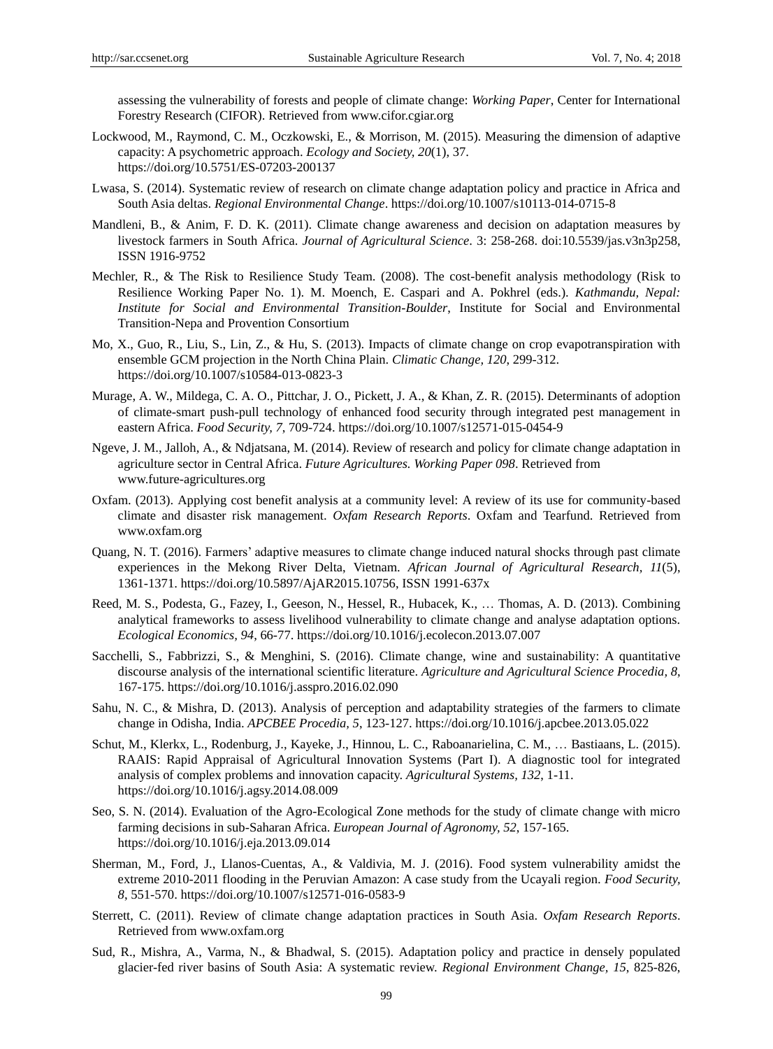assessing the vulnerability of forests and people of climate change: *Working Paper*, Center for International Forestry Research (CIFOR). Retrieved from www.cifor.cgiar.org

Lockwood, M., Raymond, C. M., Oczkowski, E., & Morrison, M. (2015). Measuring the dimension of adaptive capacity: A psychometric approach. *Ecology and Society, 20*(1), 37. https://doi.org/10.5751/ES-07203-200137

Lwasa, S. (2014). Systematic review of research on climate change adaptation policy and practice in Africa and South Asia deltas. *Regional Environmental Change*. https://doi.org/10.1007/s10113-014-0715-8

Mandleni, B., & Anim, F. D. K. (2011). Climate change awareness and decision on adaptation measures by livestock farmers in South Africa. *Journal of Agricultural Science*. 3: 258-268. doi:10.5539/jas.v3n3p258, ISSN 1916-9752

Mechler, R., & The Risk to Resilience Study Team. (2008). The cost-benefit analysis methodology (Risk to Resilience Working Paper No. 1). M. Moench, E. Caspari and A. Pokhrel (eds.). *Kathmandu, Nepal: Institute for Social and Environmental Transition-Boulder*, Institute for Social and Environmental Transition-Nepa and Provention Consortium

Mo, X., Guo, R., Liu, S., Lin, Z., & Hu, S. (2013). Impacts of climate change on crop evapotranspiration with ensemble GCM projection in the North China Plain. *Climatic Change, 120*, 299-312. https://doi.org/10.1007/s10584-013-0823-3

Murage, A. W., Mildega, C. A. O., Pittchar, J. O., Pickett, J. A., & Khan, Z. R. (2015). Determinants of adoption of climate-smart push-pull technology of enhanced food security through integrated pest management in eastern Africa. *Food Security, 7*, 709-724. https://doi.org/10.1007/s12571-015-0454-9

Ngeve, J. M., Jalloh, A., & Ndjatsana, M. (2014). Review of research and policy for climate change adaptation in agriculture sector in Central Africa. *Future Agricultures. Working Paper 098*. Retrieved from www.future-agricultures.org

Oxfam. (2013). Applying cost benefit analysis at a community level: A review of its use for community-based climate and disaster risk management. *Oxfam Research Reports*. Oxfam and Tearfund. Retrieved from www.oxfam.org

Quang, N. T. (2016). Farmers' adaptive measures to climate change induced natural shocks through past climate experiences in the Mekong River Delta, Vietnam. *African Journal of Agricultural Research, 11*(5), 1361-1371. https://doi.org/10.5897/AjAR2015.10756, ISSN 1991-637x

Reed, M. S., Podesta, G., Fazey, I., Geeson, N., Hessel, R., Hubacek, K., … Thomas, A. D. (2013). Combining analytical frameworks to assess livelihood vulnerability to climate change and analyse adaptation options. *Ecological Economics, 94*, 66-77. https://doi.org/10.1016/j.ecolecon.2013.07.007

Sacchelli, S., Fabbrizzi, S., & Menghini, S. (2016). Climate change, wine and sustainability: A quantitative discourse analysis of the international scientific literature. *Agriculture and Agricultural Science Procedia, 8*, 167-175. https://doi.org/10.1016/j.aaspro.2016.02.090

Sahu, N. C., & Mishra, D. (2013). Analysis of perception and adaptability strategies of the farmers to climate change in Odisha, India. *APCBEE Procedia, 5*, 123-127. https://doi.org/10.1016/j.apcbee.2013.05.022

Schut, M., Klerkx, L., Rodenburg, J., Kayeke, J., Hinnou, L. C., Raboanarielina, C. M., … Bastiaans, L. (2015). RAAIS: Rapid Appraisal of Agricultural Innovation Systems (Part I). A diagnostic tool for integrated analysis of complex problems and innovation capacity. *Agricultural Systems, 132*, 1-11. https://doi.org/10.1016/j.agsy.2014.08.009

Seo, S. N. (2014). Evaluation of the Agro-Ecological Zone methods for the study of climate change with micro farming decisions in sub-Saharan Africa. *European Journal of Agronomy, 52*, 157-165. https://doi.org/10.1016/j.eja.2013.09.014

Sherman, M., Ford, J., Llanos-Cuentas, A., & Valdivia, M. J. (2016). Food system vulnerability amidst the extreme 2010-2011 flooding in the Peruvian Amazon: A case study from the Ucayali region. *Food Security, 8*, 551-570. https://doi.org/10.1007/s12571-016-0583-9

Sterrett, C. (2011). Review of climate change adaptation practices in South Asia. *Oxfam Research Reports*. Retrieved from www.oxfam.org

Sud, R., Mishra, A., Varma, N., & Bhadwal, S. (2015). Adaptation policy and practice in densely populated glacier-fed river basins of South Asia: A systematic review. *Regional Environment Change, 15*, 825-826,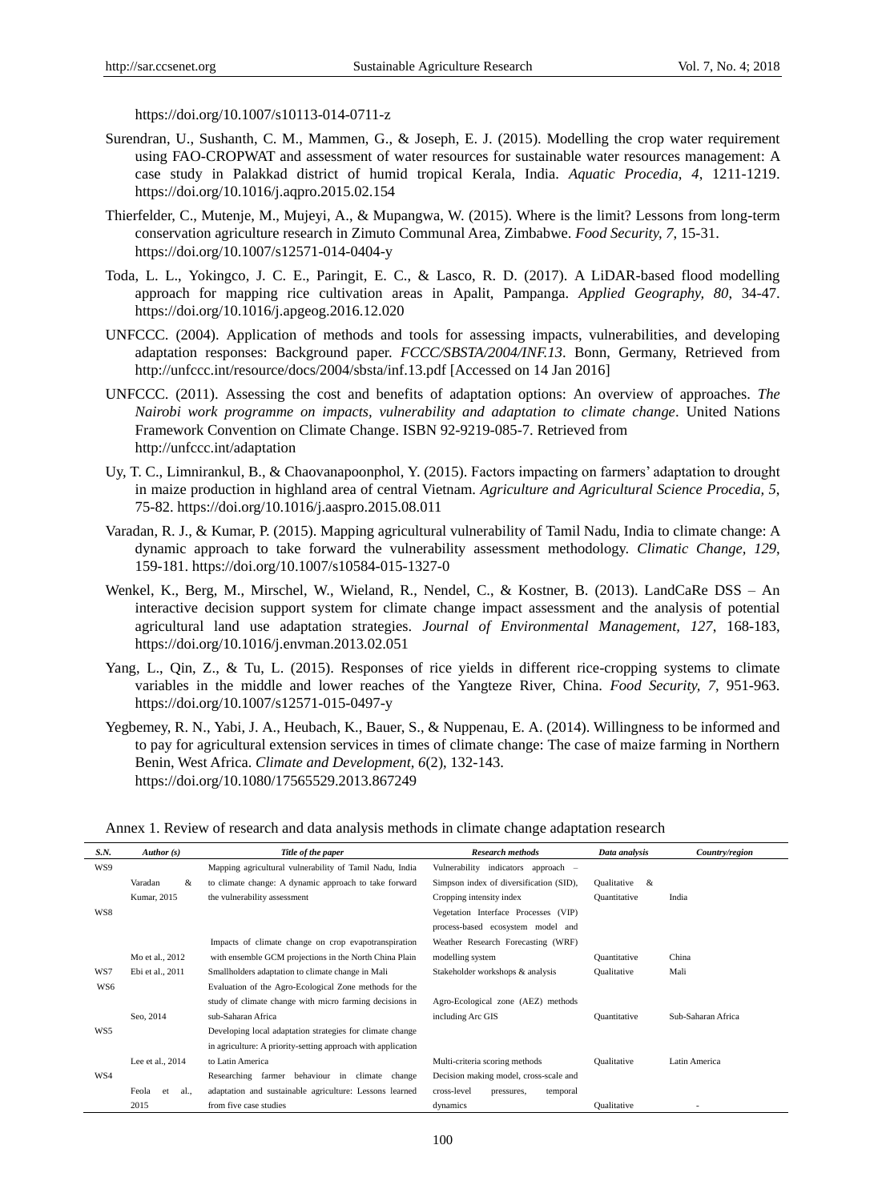https://doi.org/10.1007/s10113-014-0711-z

Surendran, U., Sushanth, C. M., Mammen, G., & Joseph, E. J. (2015). Modelling the crop water requirement using FAO-CROPWAT and assessment of water resources for sustainable water resources management: A case study in Palakkad district of humid tropical Kerala, India. *Aquatic Procedia, 4*, 1211-1219. https://doi.org/10.1016/j.aqpro.2015.02.154

Thierfelder, C., Mutenje, M., Mujeyi, A., & Mupangwa, W. (2015). Where is the limit? Lessons from long-term conservation agriculture research in Zimuto Communal Area, Zimbabwe. *Food Security, 7*, 15-31. https://doi.org/10.1007/s12571-014-0404-y

Toda, L. L., Yokingco, J. C. E., Paringit, E. C., & Lasco, R. D. (2017). A LiDAR-based flood modelling approach for mapping rice cultivation areas in Apalit, Pampanga. *Applied Geography, 80*, 34-47. https://doi.org/10.1016/j.apgeog.2016.12.020

UNFCCC. (2004). Application of methods and tools for assessing impacts, vulnerabilities, and developing adaptation responses: Background paper. *FCCC/SBSTA/2004/INF.13*. Bonn, Germany, Retrieved from http://unfccc.int/resource/docs/2004/sbsta/inf.13.pdf [Accessed on 14 Jan 2016]

UNFCCC. (2011). Assessing the cost and benefits of adaptation options: An overview of approaches. *The Nairobi work programme on impacts, vulnerability and adaptation to climate change*. United Nations Framework Convention on Climate Change. ISBN 92-9219-085-7. Retrieved from http://unfccc.int/adaptation

Uy, T. C., Limnirankul, B., & Chaovanapoonphol, Y. (2015). Factors impacting on farmers' adaptation to drought in maize production in highland area of central Vietnam. *Agriculture and Agricultural Science Procedia, 5*, 75-82. https://doi.org/10.1016/j.aaspro.2015.08.011

Varadan, R. J., & Kumar, P. (2015). Mapping agricultural vulnerability of Tamil Nadu, India to climate change: A dynamic approach to take forward the vulnerability assessment methodology. *Climatic Change, 129*, 159-181. https://doi.org/10.1007/s10584-015-1327-0

Wenkel, K., Berg, M., Mirschel, W., Wieland, R., Nendel, C., & Kostner, B. (2013). LandCaRe DSS – An interactive decision support system for climate change impact assessment and the analysis of potential agricultural land use adaptation strategies. *Journal of Environmental Management, 127*, 168-183, https://doi.org/10.1016/j.envman.2013.02.051

Yang, L., Qin, Z., & Tu, L. (2015). Responses of rice yields in different rice-cropping systems to climate variables in the middle and lower reaches of the Yangteze River, China. *Food Security, 7*, 951-963. https://doi.org/10.1007/s12571-015-0497-y

Yegbemey, R. N., Yabi, J. A., Heubach, K., Bauer, S., & Nuppenau, E. A. (2014). Willingness to be informed and to pay for agricultural extension services in times of climate change: The case of maize farming in Northern Benin, West Africa. *Climate and Development, 6*(2), 132-143. https://doi.org/10.1080/17565529.2013.867249

Annex 1. Review of research and data analysis methods in climate change adaptation research

| *S.N.* | *Author (s)* | *Title of the paper* | *Research methods* | *Data analysis* | *Country/region* |
|---|---|---|---|---|---|
| WS9 | Varadan & Kumar, 2015 | Mapping agricultural vulnerability of Tamil Nadu, India to climate change: A dynamic approach to take forward the vulnerability assessment | Vulnerability indicators approach – Simpson index of diversification (SID), Cropping intensity index | Qualitative & Quantitative | India |
| WS8 | Mo et al., 2012 | Impacts of climate change on crop evapotranspiration with ensemble GCM projections in the North China Plain | Vegetation Interface Processes (VIP) process-based ecosystem model and Weather Research Forecasting (WRF) modelling system | Quantitative | China |
| WS7 | Ebi et al., 2011 | Smallholders adaptation to climate change in Mali | Stakeholder workshops & analysis | Qualitative | Mali |
| WS6 | Seo, 2014 | Evaluation of the Agro-Ecological Zone methods for the study of climate change with micro farming decisions in sub-Saharan Africa | Agro-Ecological zone (AEZ) methods including Arc GIS | Quantitative | Sub-Saharan Africa |
| WS5 | Lee et al., 2014 | Developing local adaptation strategies for climate change in agriculture: A priority-setting approach with application to Latin America | Multi-criteria scoring methods | Qualitative | Latin America |
| WS4 | Feola et al., 2015 | Researching farmer behaviour in climate change adaptation and sustainable agriculture: Lessons learned from five case studies | Decision making model, cross-scale and cross-level pressures, temporal dynamics | Qualitative | - |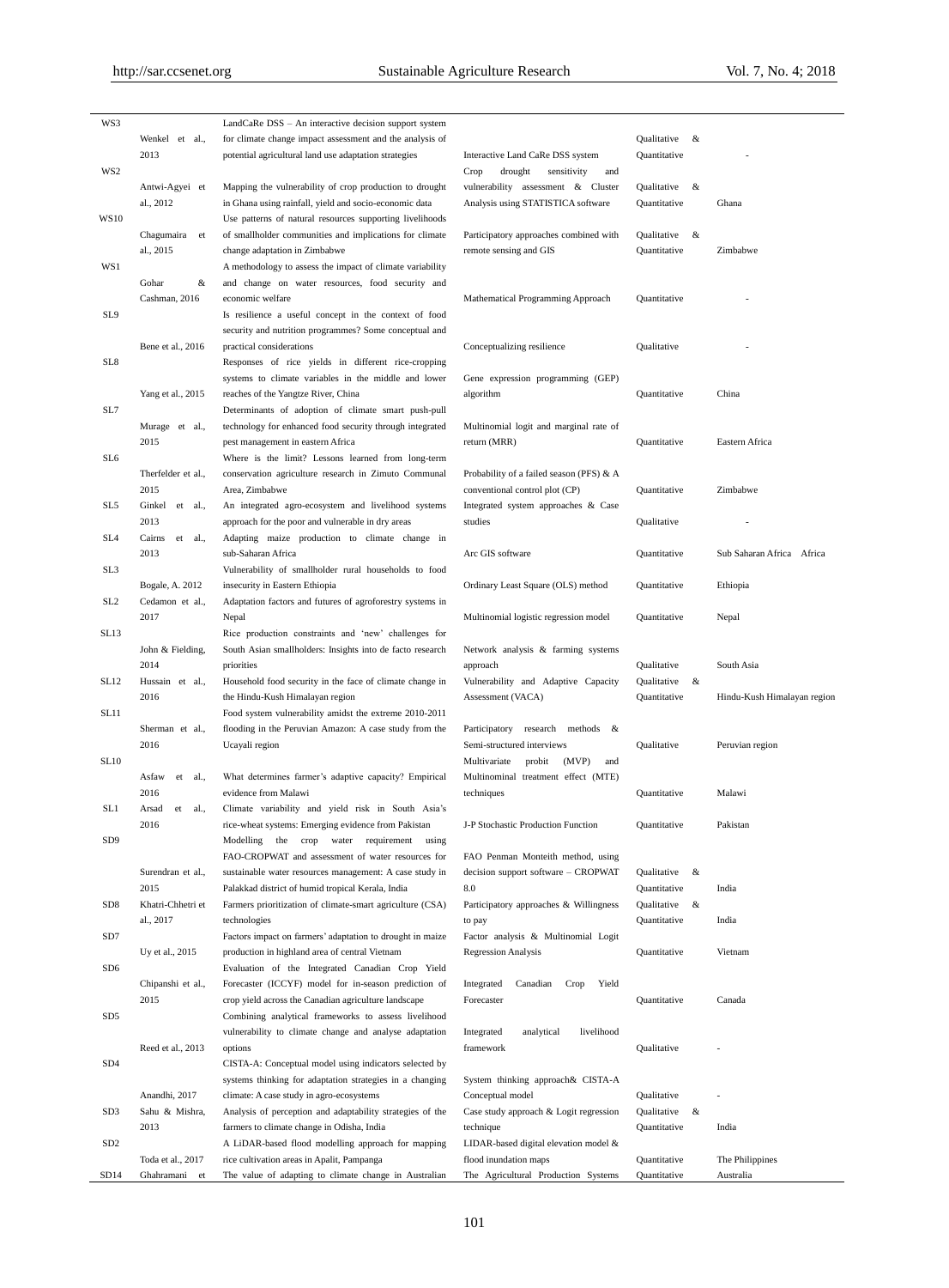| | | | | | |
|---|---|---|---|---|---|
| WS3 | Wenkel et al., 2013 | LandCaRe DSS – An interactive decision support system for climate change impact assessment and the analysis of potential agricultural land use adaptation strategies | Interactive Land CaRe DSS system | Qualitative & Quantitative | - |
| WS2 | Antwi-Agyei et al., 2012 | Mapping the vulnerability of crop production to drought in Ghana using rainfall, yield and socio-economic data | Crop drought sensitivity and vulnerability assessment & Cluster Analysis using STATISTICA software | Qualitative & Quantitative | Ghana |
| WS10 | Chagumaira et al., 2015 | Use patterns of natural resources supporting livelihoods of smallholder communities and implications for climate change adaptation in Zimbabwe | Participatory approaches combined with remote sensing and GIS | Qualitative & Quantitative | Zimbabwe |
| WS1 | Gohar & Cashman, 2016 | A methodology to assess the impact of climate variability and change on water resources, food security and economic welfare | Mathematical Programming Approach | Quantitative | - |
| SL9 | Bene et al., 2016 | Is resilience a useful concept in the context of food security and nutrition programmes? Some conceptual and practical considerations | Conceptualizing resilience | Qualitative | - |
| SL8 | Yang et al., 2015 | Responses of rice yields in different rice-cropping systems to climate variables in the middle and lower reaches of the Yangtze River, China | Gene expression programming (GEP) algorithm | Quantitative | China |
| SL7 | Murage et al., 2015 | Determinants of adoption of climate smart push-pull technology for enhanced food security through integrated pest management in eastern Africa | Multinomial logit and marginal rate of return (MRR) | Quantitative | Eastern Africa |
| SL6 | Therfelder et al., 2015 | Where is the limit? Lessons learned from long-term conservation agriculture research in Zimuto Communal Area, Zimbabwe | Probability of a failed season (PFS) & A conventional control plot (CP) | Quantitative | Zimbabwe |
| SL5 | Ginkel et al., 2013 | An integrated agro-ecosystem and livelihood systems approach for the poor and vulnerable in dry areas | Integrated system approaches & Case studies | Qualitative | - |
| SL4 | Cairns et al., 2013 | Adapting maize production to climate change in sub-Saharan Africa | Arc GIS software | Quantitative | Sub Saharan Africa Africa |
| SL3 | Bogale, A. 2012 | Vulnerability of smallholder rural households to food insecurity in Eastern Ethiopia | Ordinary Least Square (OLS) method | Quantitative | Ethiopia |
| SL2 | Cedamon et al., 2017 | Adaptation factors and futures of agroforestry systems in Nepal | Multinomial logistic regression model | Quantitative | Nepal |
| SL13 | John & Fielding, 2014 | Rice production constraints and 'new' challenges for South Asian smallholders: Insights into de facto research priorities | Network analysis & farming systems approach | Qualitative | South Asia |
| SL12 | Hussain et al., 2016 | Household food security in the face of climate change in the Hindu-Kush Himalayan region | Vulnerability and Adaptive Capacity Assessment (VACA) | Qualitative & Quantitative | Hindu-Kush Himalayan region |
| SL11 | Sherman et al., 2016 | Food system vulnerability amidst the extreme 2010-2011 flooding in the Peruvian Amazon: A case study from the Ucayali region | Participatory research methods & Semi-structured interviews | Qualitative | Peruvian region |
| SL10 | Asfaw et al., 2016 | What determines farmer's adaptive capacity? Empirical evidence from Malawi | Multivariate probit (MVP) and Multinominal treatment effect (MTE) techniques | Quantitative | Malawi |
| SL1 | Arsad et al., 2016 | Climate variability and yield risk in South Asia's rice-wheat systems: Emerging evidence from Pakistan | J-P Stochastic Production Function | Quantitative | Pakistan |
| SD9 | Surendran et al., 2015 | Modelling the crop water requirement using FAO-CROPWAT and assessment of water resources for sustainable water resources management: A case study in Palakkad district of humid tropical Kerala, India | FAO Penman Monteith method, using decision support software – CROPWAT 8.0 | Qualitative & Quantitative | India |
| SD8 | Khatri-Chhetri et al., 2017 | Farmers prioritization of climate-smart agriculture (CSA) technologies | Participatory approaches & Willingness to pay | Qualitative & Quantitative | India |
| SD7 | Uy et al., 2015 | Factors impact on farmers' adaptation to drought in maize production in highland area of central Vietnam | Factor analysis & Multinomial Logit Regression Analysis | Quantitative | Vietnam |
| SD6 | Chipanshi et al., 2015 | Evaluation of the Integrated Canadian Crop Yield Forecaster (ICCYF) model for in-season prediction of crop yield across the Canadian agriculture landscape | Integrated Canadian Crop Yield Forecaster | Quantitative | Canada |
| SD5 | Reed et al., 2013 | Combining analytical frameworks to assess livelihood vulnerability to climate change and analyse adaptation options | Integrated analytical livelihood framework | Qualitative | - |
| SD4 | Anandhi, 2017 | CISTA-A: Conceptual model using indicators selected by systems thinking for adaptation strategies in a changing climate: A case study in agro-ecosystems | System thinking approach& CISTA-A Conceptual model | Qualitative | - |
| SD3 | Sahu & Mishra, 2013 | Analysis of perception and adaptability strategies of the farmers to climate change in Odisha, India | Case study approach & Logit regression technique | Qualitative & Quantitative | India |
| SD2 | Toda et al., 2017 | A LiDAR-based flood modelling approach for mapping rice cultivation areas in Apalit, Pampanga | LIDAR-based digital elevation model & flood inundation maps | Quantitative | The Philippines |
| SD14 | Ghahramani et | The value of adapting to climate change in Australian | The Agricultural Production Systems | Quantitative | Australia |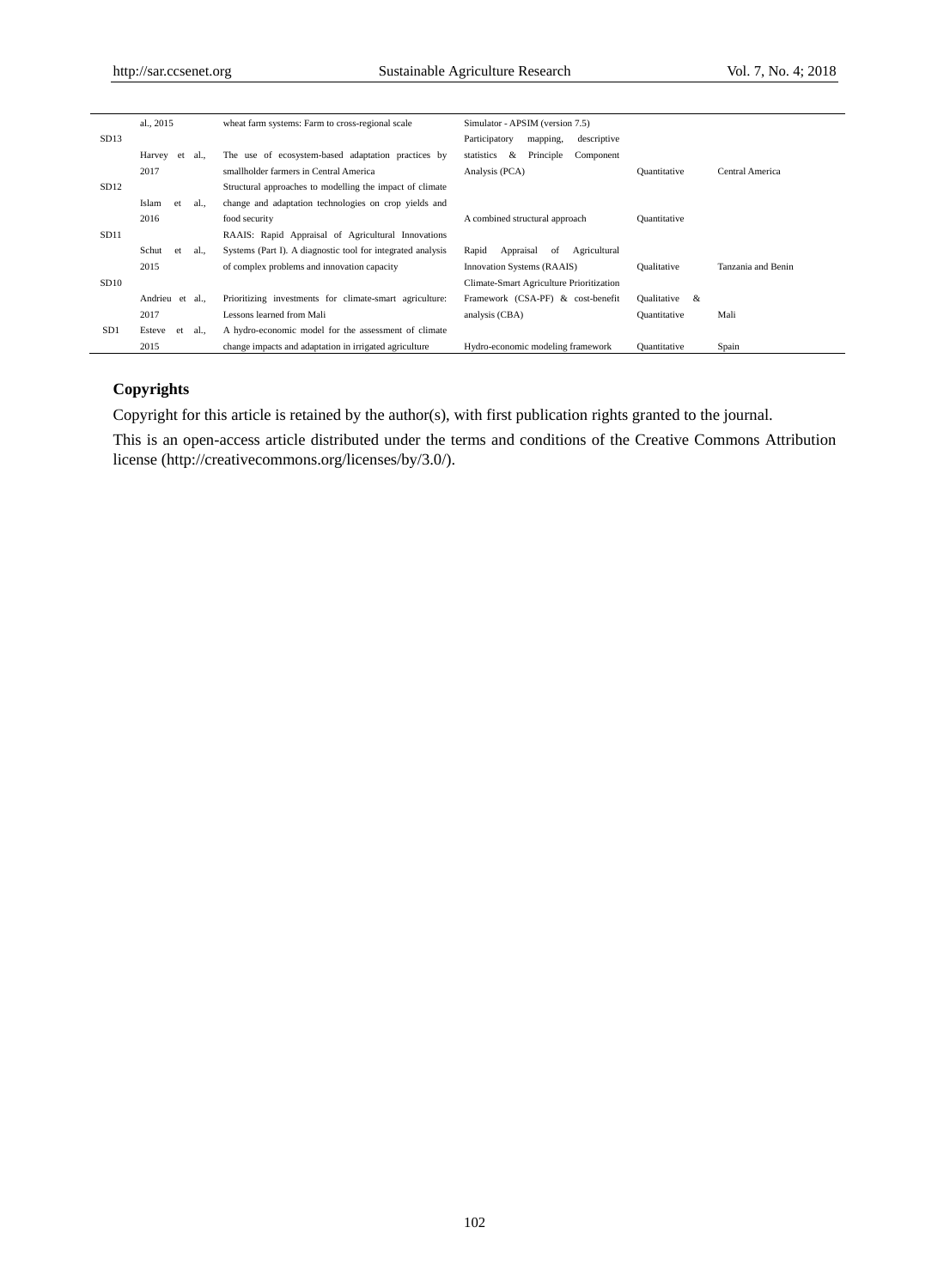| | | | | | |
|---|---|---|---|---|---|
| | al., 2015 | wheat farm systems: Farm to cross-regional scale | Simulator - APSIM (version 7.5) | | |
| SD13 | Harvey et al., 2017 | The use of ecosystem-based adaptation practices by smallholder farmers in Central America | Participatory mapping, descriptive statistics & Principle Component Analysis (PCA) | Quantitative | Central America |
| SD12 | Islam et al., 2016 | Structural approaches to modelling the impact of climate change and adaptation technologies on crop yields and food security | A combined structural approach | Quantitative | |
| SD11 | Schut et al., 2015 | RAAIS: Rapid Appraisal of Agricultural Innovations Systems (Part I). A diagnostic tool for integrated analysis of complex problems and innovation capacity | Rapid Appraisal of Agricultural Innovation Systems (RAAIS) | Qualitative | Tanzania and Benin |
| SD10 | Andrieu et al., 2017 | Prioritizing investments for climate-smart agriculture: Lessons learned from Mali | Climate-Smart Agriculture Prioritization Framework (CSA-PF) & cost-benefit analysis (CBA) | Qualitative & Quantitative | Mali |
| SD1 | Esteve et al., 2015 | A hydro-economic model for the assessment of climate change impacts and adaptation in irrigated agriculture | Hydro-economic modeling framework | Quantitative | Spain |

## Copyrights

Copyright for this article is retained by the author(s), with first publication rights granted to the journal.

This is an open-access article distributed under the terms and conditions of the Creative Commons Attribution license (http://creativecommons.org/licenses/by/3.0/).